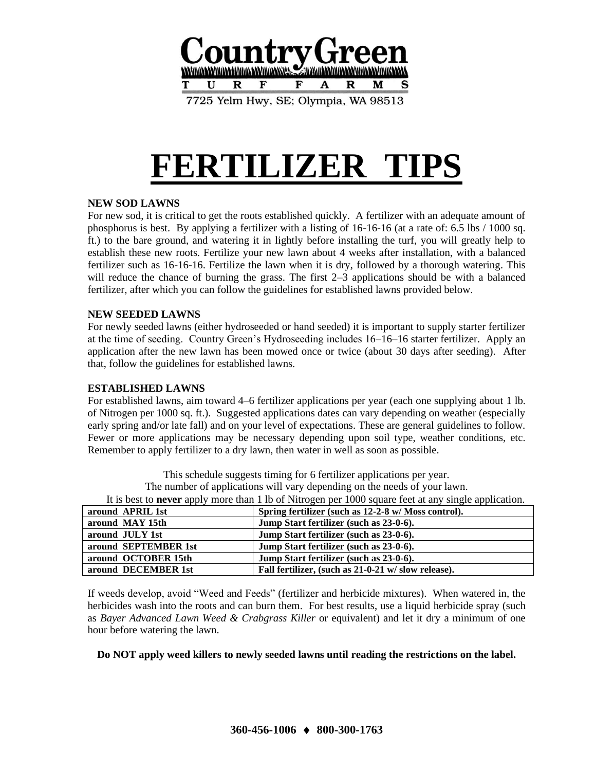# Country Green

TURF FARMS

7725 Yelm Hwy, SE; Olympia, WA 98513

# FERTILIZER TIPS

**NEW SOD LAWNS**

For new sod, it is critical to get the roots established quickly. A fertilizer with an adequate amount of phosphorus is best. By applying a fertilizer with a listing of 16-16-16 (at a rate of: 6.5 lbs / 1000 sq. ft.) to the bare ground, and watering it in lightly before installing the turf, you will greatly help to establish these new roots. Fertilize your new lawn about 4 weeks after installation, with a balanced fertilizer such as 16-16-16. Fertilize the lawn when it is dry, followed by a thorough watering. This will reduce the chance of burning the grass. The first 2–3 applications should be with a balanced fertilizer, after which you can follow the guidelines for established lawns provided below.

**NEW SEEDED LAWNS**

For newly seeded lawns (either hydroseeded or hand seeded) it is important to supply starter fertilizer at the time of seeding. Country Green's Hydroseeding includes 16–16–16 starter fertilizer. Apply an application after the new lawn has been mowed once or twice (about 30 days after seeding). After that, follow the guidelines for established lawns.

**ESTABLISHED LAWNS**

For established lawns, aim toward 4–6 fertilizer applications per year (each one supplying about 1 lb. of Nitrogen per 1000 sq. ft.). Suggested applications dates can vary depending on weather (especially early spring and/or late fall) and on your level of expectations. These are general guidelines to follow. Fewer or more applications may be necessary depending upon soil type, weather conditions, etc. Remember to apply fertilizer to a dry lawn, then water in well as soon as possible.

This schedule suggests timing for 6 fertilizer applications per year.
The number of applications will vary depending on the needs of your lawn.
It is best to **never** apply more than 1 lb of Nitrogen per 1000 square feet at any single application.

| | |
|---|---|
| **around APRIL 1st** | **Spring fertilizer (such as 12-2-8 w/ Moss control).** |
| **around MAY 15th** | **Jump Start fertilizer (such as 23-0-6).** |
| **around JULY 1st** | **Jump Start fertilizer (such as 23-0-6).** |
| **around SEPTEMBER 1st** | **Jump Start fertilizer (such as 23-0-6).** |
| **around OCTOBER 15th** | **Jump Start fertilizer (such as 23-0-6).** |
| **around DECEMBER 1st** | **Fall fertilizer, (such as 21-0-21 w/ slow release).** |

If weeds develop, avoid "Weed and Feeds" (fertilizer and herbicide mixtures). When watered in, the herbicides wash into the roots and can burn them. For best results, use a liquid herbicide spray (such as *Bayer Advanced Lawn Weed & Crabgrass Killer* or equivalent) and let it dry a minimum of one hour before watering the lawn.

**Do NOT apply weed killers to newly seeded lawns until reading the restrictions on the label.**

**360-456-1006 ♦ 800-300-1763**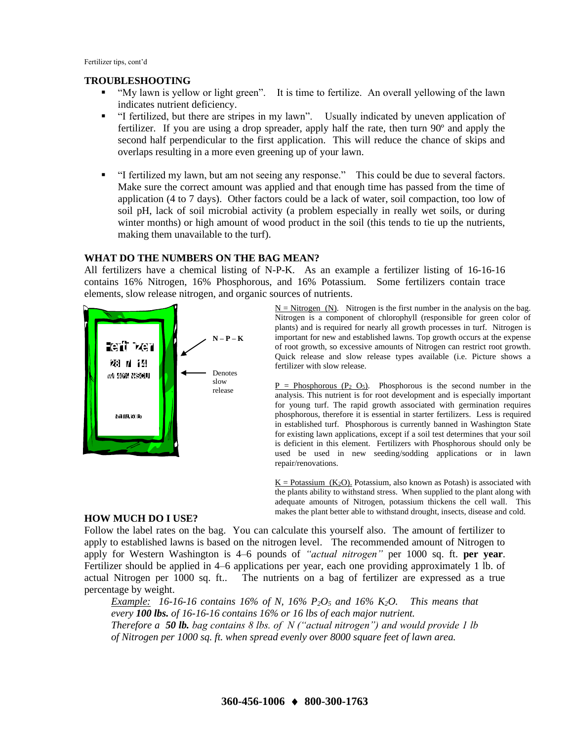Fertilizer tips, cont'd

## TROUBLESHOOTING

- "My lawn is yellow or light green". It is time to fertilize. An overall yellowing of the lawn indicates nutrient deficiency.
- "I fertilized, but there are stripes in my lawn". Usually indicated by uneven application of fertilizer. If you are using a drop spreader, apply half the rate, then turn 90º and apply the second half perpendicular to the first application. This will reduce the chance of skips and overlaps resulting in a more even greening up of your lawn.
- "I fertilized my lawn, but am not seeing any response." This could be due to several factors. Make sure the correct amount was applied and that enough time has passed from the time of application (4 to 7 days). Other factors could be a lack of water, soil compaction, too low of soil pH, lack of soil microbial activity (a problem especially in really wet soils, or during winter months) or high amount of wood product in the soil (this tends to tie up the nutrients, making them unavailable to the turf).

## WHAT DO THE NUMBERS ON THE BAG MEAN?

All fertilizers have a chemical listing of N-P-K. As an example a fertilizer listing of 16-16-16 contains 16% Nitrogen, 16% Phosphorous, and 16% Potassium. Some fertilizers contain trace elements, slow release nitrogen, and organic sources of nutrients.

Fertilizer
28 7 14
w/ 40% NSCU
Net Wt. 50 lbs

N – P – K

Denotes slow release

N = Nitrogen (N). Nitrogen is the first number in the analysis on the bag. Nitrogen is a component of chlorophyll (responsible for green color of plants) and is required for nearly all growth processes in turf. Nitrogen is important for new and established lawns. Top growth occurs at the expense of root growth, so excessive amounts of Nitrogen can restrict root growth. Quick release and slow release types available (i.e. Picture shows a fertilizer with slow release.

P = Phosphorous ($P_2O_5$). Phosphorous is the second number in the analysis. This nutrient is for root development and is especially important for young turf. The rapid growth associated with germination requires phosphorous, therefore it is essential in starter fertilizers. Less is required in established turf. Phosphorous is currently banned in Washington State for existing lawn applications, except if a soil test determines that your soil is deficient in this element. Fertilizers with Phosphorous should only be used be used in new seeding/sodding applications or in lawn repair/renovations.

K = Potassium ($K_2O$). Potassium, also known as Potash) is associated with the plants ability to withstand stress. When supplied to the plant along with adequate amounts of Nitrogen, potassium thickens the cell wall. This makes the plant better able to withstand drought, insects, disease and cold.

## HOW MUCH DO I USE?

Follow the label rates on the bag. You can calculate this yourself also. The amount of fertilizer to apply to established lawns is based on the nitrogen level. The recommended amount of Nitrogen to apply for Western Washington is 4–6 pounds of *"actual nitrogen"* per 1000 sq. ft. **per year**. Fertilizer should be applied in 4–6 applications per year, each one providing approximately 1 lb. of actual Nitrogen per 1000 sq. ft.. The nutrients on a bag of fertilizer are expressed as a true percentage by weight.

> *Example:* *16-16-16 contains 16% of N, 16% $P_2O_5$ and 16% $K_2O$. This means that every **100 lbs.** of 16-16-16 contains 16% or 16 lbs of each major nutrient.*
> *Therefore a **50 lb.** bag contains 8 lbs. of N ("actual nitrogen") and would provide 1 lb of Nitrogen per 1000 sq. ft. when spread evenly over 8000 square feet of lawn area.*

**360-456-1006 ♦ 800-300-1763**